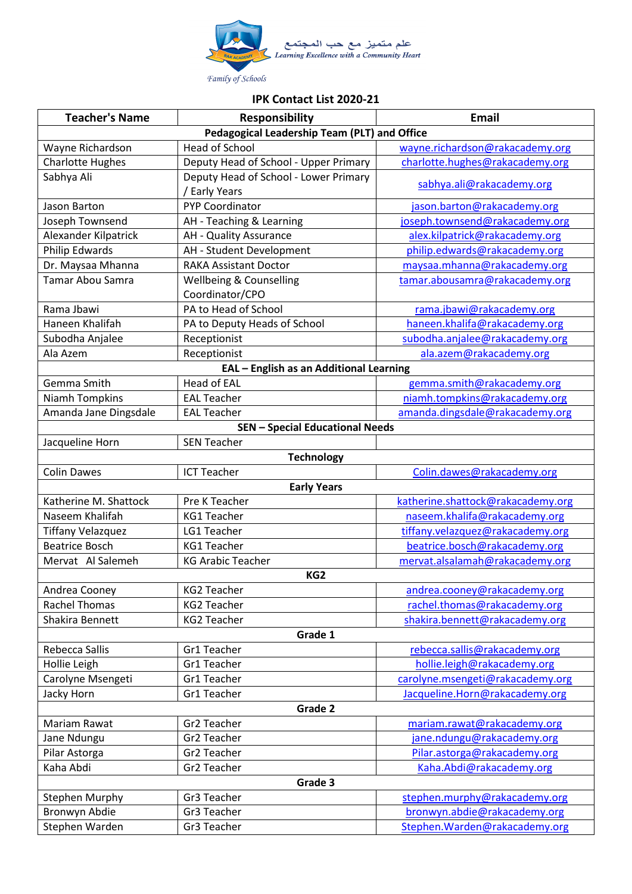علم متميز مع حب المجتمع
*Learning Excellence with a Community Heart*

*Family of Schools*

## IPK Contact List 2020-21

| Teacher's Name | Responsibility | Email |
|---|---|---|
| **Pedagogical Leadership Team (PLT) and Office** | | |
| Wayne Richardson | Head of School | wayne.richardson@rakacademy.org |
| Charlotte Hughes | Deputy Head of School - Upper Primary | charlotte.hughes@rakacademy.org |
| Sabhya Ali | Deputy Head of School - Lower Primary / Early Years | sabhya.ali@rakacademy.org |
| Jason Barton | PYP Coordinator | jason.barton@rakacademy.org |
| Joseph Townsend | AH - Teaching & Learning | joseph.townsend@rakacademy.org |
| Alexander Kilpatrick | AH - Quality Assurance | alex.kilpatrick@rakacademy.org |
| Philip Edwards | AH - Student Development | philip.edwards@rakacademy.org |
| Dr. Maysaa Mhanna | RAKA Assistant Doctor | maysaa.mhanna@rakacademy.org |
| Tamar Abou Samra | Wellbeing & Counselling Coordinator/CPO | tamar.abousamra@rakacademy.org |
| Rama Jbawi | PA to Head of School | rama.jbawi@rakacademy.org |
| Haneen Khalifah | PA to Deputy Heads of School | haneen.khalifa@rakacademy.org |
| Subodha Anjalee | Receptionist | subodha.anjalee@rakacademy.org |
| Ala Azem | Receptionist | ala.azem@rakacademy.org |
| **EAL – English as an Additional Learning** | | |
| Gemma Smith | Head of EAL | gemma.smith@rakacademy.org |
| Niamh Tompkins | EAL Teacher | niamh.tompkins@rakacademy.org |
| Amanda Jane Dingsdale | EAL Teacher | amanda.dingsdale@rakacademy.org |
| **SEN – Special Educational Needs** | | |
| Jacqueline Horn | SEN Teacher | |
| **Technology** | | |
| Colin Dawes | ICT Teacher | Colin.dawes@rakacademy.org |
| **Early Years** | | |
| Katherine M. Shattock | Pre K Teacher | katherine.shattock@rakacademy.org |
| Naseem Khalifah | KG1 Teacher | naseem.khalifa@rakacademy.org |
| Tiffany Velazquez | LG1 Teacher | tiffany.velazquez@rakacademy.org |
| Beatrice Bosch | KG1 Teacher | beatrice.bosch@rakacademy.org |
| Mervat Al Salemeh | KG Arabic Teacher | mervat.alsalamah@rakacademy.org |
| **KG2** | | |
| Andrea Cooney | KG2 Teacher | andrea.cooney@rakacademy.org |
| Rachel Thomas | KG2 Teacher | rachel.thomas@rakacademy.org |
| Shakira Bennett | KG2 Teacher | shakira.bennett@rakacademy.org |
| **Grade 1** | | |
| Rebecca Sallis | Gr1 Teacher | rebecca.sallis@rakacademy.org |
| Hollie Leigh | Gr1 Teacher | hollie.leigh@rakacademy.org |
| Carolyne Msengeti | Gr1 Teacher | carolyne.msengeti@rakacademy.org |
| Jacky Horn | Gr1 Teacher | Jacqueline.Horn@rakacademy.org |
| **Grade 2** | | |
| Mariam Rawat | Gr2 Teacher | mariam.rawat@rakacademy.org |
| Jane Ndungu | Gr2 Teacher | jane.ndungu@rakacademy.org |
| Pilar Astorga | Gr2 Teacher | Pilar.astorga@rakacademy.org |
| Kaha Abdi | Gr2 Teacher | Kaha.Abdi@rakacademy.org |
| **Grade 3** | | |
| Stephen Murphy | Gr3 Teacher | stephen.murphy@rakacademy.org |
| Bronwyn Abdie | Gr3 Teacher | bronwyn.abdie@rakacademy.org |
| Stephen Warden | Gr3 Teacher | Stephen.Warden@rakacademy.org |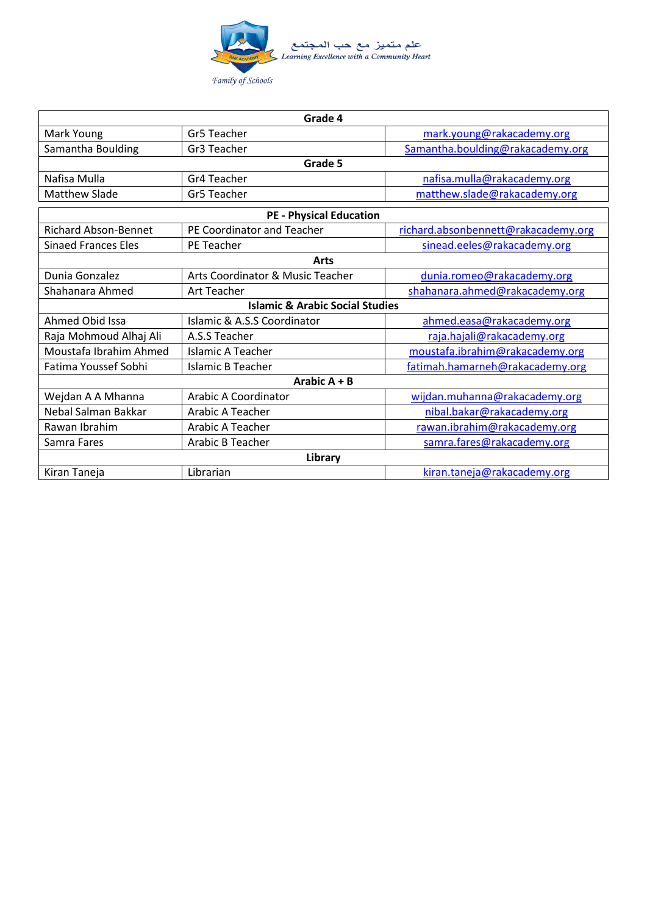علم متميز مع حب المجتمع

*Learning Excellence with a Community Heart*

*Family of Schools*

| | | |
|---|---|---|
| **Grade 4** | | |
| Mark Young | Gr5 Teacher | mark.young@rakacademy.org |
| Samantha Boulding | Gr3 Teacher | Samantha.boulding@rakacademy.org |
| **Grade 5** | | |
| Nafisa Mulla | Gr4 Teacher | nafisa.mulla@rakacademy.org |
| Matthew Slade | Gr5 Teacher | matthew.slade@rakacademy.org |

| | | |
|---|---|---|
| **PE - Physical Education** | | |
| Richard Abson-Bennet | PE Coordinator and Teacher | richard.absonbennett@rakacademy.org |
| Sinaed Frances Eles | PE Teacher | sinead.eeles@rakacademy.org |
| **Arts** | | |
| Dunia Gonzalez | Arts Coordinator & Music Teacher | dunia.romeo@rakacademy.org |
| Shahanara Ahmed | Art Teacher | shahanara.ahmed@rakacademy.org |
| **Islamic & Arabic Social Studies** | | |
| Ahmed Obid Issa | Islamic & A.S.S Coordinator | ahmed.easa@rakacademy.org |
| Raja Mohmoud Alhaj Ali | A.S.S Teacher | raja.hajali@rakacademy.org |
| Moustafa Ibrahim Ahmed | Islamic A Teacher | moustafa.ibrahim@rakacademy.org |
| Fatima Youssef Sobhi | Islamic B Teacher | fatimah.hamarneh@rakacademy.org |
| **Arabic A + B** | | |
| Wejdan A A Mhanna | Arabic A Coordinator | wijdan.muhanna@rakacademy.org |
| Nebal Salman Bakkar | Arabic A Teacher | nibal.bakar@rakacademy.org |
| Rawan Ibrahim | Arabic A Teacher | rawan.ibrahim@rakacademy.org |
| Samra Fares | Arabic B Teacher | samra.fares@rakacademy.org |
| **Library** | | |
| Kiran Taneja | Librarian | kiran.taneja@rakacademy.org |